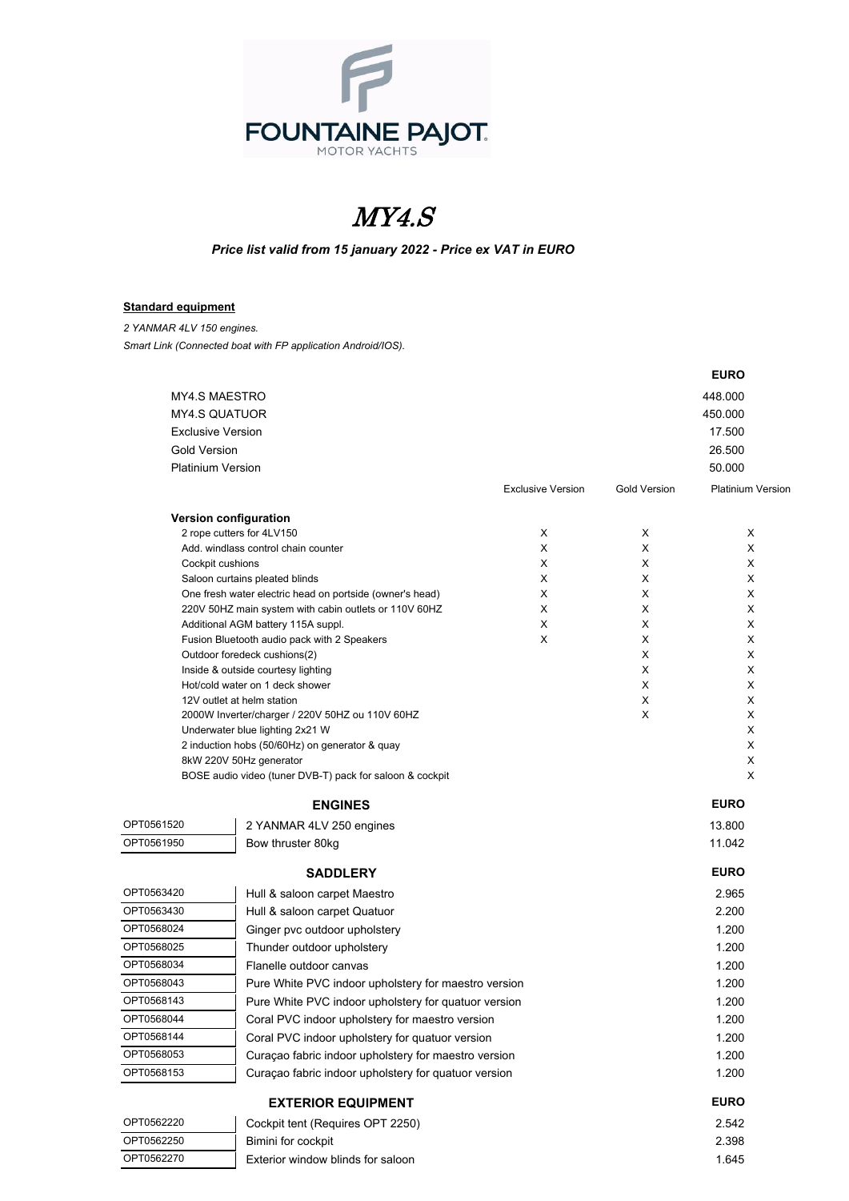FOUNTAINE PAJOT
MOTOR YACHTS

# MY4.S

***Price list valid from 15 january 2022 - Price ex VAT in EURO***

**Standard equipment**

*2 YANMAR 4LV 150 engines.*

*Smart Link (Connected boat with FP application Android/IOS).*

| | EURO |
|---|---|
| MY4.S MAESTRO | 448.000 |
| MY4.S QUATUOR | 450.000 |
| Exclusive Version | 17.500 |
| Gold Version | 26.500 |
| Platinium Version | 50.000 |

| Version configuration | Exclusive Version | Gold Version | Platinium Version |
|---|---|---|---|
| 2 rope cutters for 4LV150 | X | X | X |
| Add. windlass control chain counter | X | X | X |
| Cockpit cushions | X | X | X |
| Saloon curtains pleated blinds | X | X | X |
| One fresh water electric head on portside (owner's head) | X | X | X |
| 220V 50HZ main system with cabin outlets or 110V 60HZ | X | X | X |
| Additional AGM battery 115A suppl. | X | X | X |
| Fusion Bluetooth audio pack with 2 Speakers | X | X | X |
| Outdoor foredeck cushions(2) | | X | X |
| Inside & outside courtesy lighting | | X | X |
| Hot/cold water on 1 deck shower | | X | X |
| 12V outlet at helm station | | X | X |
| 2000W Inverter/charger / 220V 50HZ ou 110V 60HZ | | X | X |
| Underwater blue lighting 2x21 W | | | X |
| 2 induction hobs (50/60Hz) on generator & quay | | | X |
| 8kW 220V 50Hz generator | | | X |
| BOSE audio video (tuner DVB-T) pack for saloon & cockpit | | | X |

| | ENGINES | EURO |
|---|---|---|
| OPT0561520 | 2 YANMAR 4LV 250 engines | 13.800 |
| OPT0561950 | Bow thruster 80kg | 11.042 |

| | SADDLERY | EURO |
|---|---|---|
| OPT0563420 | Hull & saloon carpet Maestro | 2.965 |
| OPT0563430 | Hull & saloon carpet Quatuor | 2.200 |
| OPT0568024 | Ginger pvc outdoor upholstery | 1.200 |
| OPT0568025 | Thunder outdoor upholstery | 1.200 |
| OPT0568034 | Flanelle outdoor canvas | 1.200 |
| OPT0568043 | Pure White PVC indoor upholstery for maestro version | 1.200 |
| OPT0568143 | Pure White PVC indoor upholstery for quatuor version | 1.200 |
| OPT0568044 | Coral PVC indoor upholstery for maestro version | 1.200 |
| OPT0568144 | Coral PVC indoor upholstery for quatuor version | 1.200 |
| OPT0568053 | Curaçao fabric indoor upholstery for maestro version | 1.200 |
| OPT0568153 | Curaçao fabric indoor upholstery for quatuor version | 1.200 |

| | EXTERIOR EQUIPMENT | EURO |
|---|---|---|
| OPT0562220 | Cockpit tent (Requires OPT 2250) | 2.542 |
| OPT0562250 | Bimini for cockpit | 2.398 |
| OPT0562270 | Exterior window blinds for saloon | 1.645 |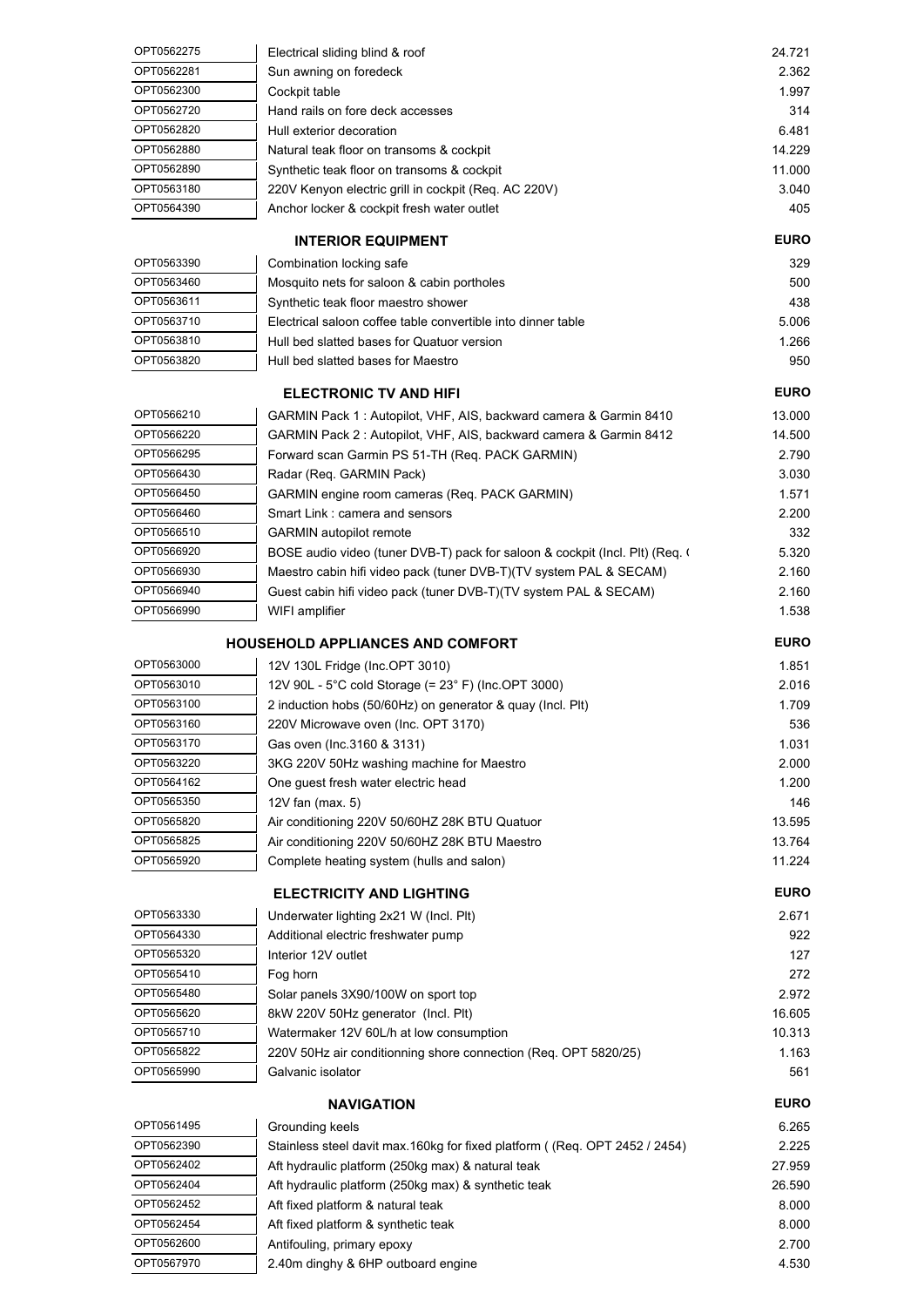| | | |
|---|---|---|
| OPT0562275 | Electrical sliding blind & roof | 24.721 |
| OPT0562281 | Sun awning on foredeck | 2.362 |
| OPT0562300 | Cockpit table | 1.997 |
| OPT0562720 | Hand rails on fore deck accesses | 314 |
| OPT0562820 | Hull exterior decoration | 6.481 |
| OPT0562880 | Natural teak floor on transoms & cockpit | 14.229 |
| OPT0562890 | Synthetic teak floor on transoms & cockpit | 11.000 |
| OPT0563180 | 220V Kenyon electric grill in cockpit (Req. AC 220V) | 3.040 |
| OPT0564390 | Anchor locker & cockpit fresh water outlet | 405 |

| | **INTERIOR EQUIPMENT** | **EURO** |
|---|---|---|
| OPT0563390 | Combination locking safe | 329 |
| OPT0563460 | Mosquito nets for saloon & cabin portholes | 500 |
| OPT0563611 | Synthetic teak floor maestro shower | 438 |
| OPT0563710 | Electrical saloon coffee table convertible into dinner table | 5.006 |
| OPT0563810 | Hull bed slatted bases for Quatuor version | 1.266 |
| OPT0563820 | Hull bed slatted bases for Maestro | 950 |

| | **ELECTRONIC TV AND HIFI** | **EURO** |
|---|---|---|
| OPT0566210 | GARMIN Pack 1 : Autopilot, VHF, AIS, backward camera & Garmin 8410 | 13.000 |
| OPT0566220 | GARMIN Pack 2 : Autopilot, VHF, AIS, backward camera & Garmin 8412 | 14.500 |
| OPT0566295 | Forward scan Garmin PS 51-TH (Req. PACK GARMIN) | 2.790 |
| OPT0566430 | Radar (Req. GARMIN Pack) | 3.030 |
| OPT0566450 | GARMIN engine room cameras (Req. PACK GARMIN) | 1.571 |
| OPT0566460 | Smart Link : camera and sensors | 2.200 |
| OPT0566510 | GARMIN autopilot remote | 332 |
| OPT0566920 | BOSE audio video (tuner DVB-T) pack for saloon & cockpit (Incl. Plt) (Req. ( | 5.320 |
| OPT0566930 | Maestro cabin hifi video pack (tuner DVB-T)(TV system PAL & SECAM) | 2.160 |
| OPT0566940 | Guest cabin hifi video pack (tuner DVB-T)(TV system PAL & SECAM) | 2.160 |
| OPT0566990 | WIFI amplifier | 1.538 |

| | **HOUSEHOLD APPLIANCES AND COMFORT** | **EURO** |
|---|---|---|
| OPT0563000 | 12V 130L Fridge (Inc.OPT 3010) | 1.851 |
| OPT0563010 | 12V 90L - 5°C cold Storage (= 23° F) (Inc.OPT 3000) | 2.016 |
| OPT0563100 | 2 induction hobs (50/60Hz) on generator & quay (Incl. Plt) | 1.709 |
| OPT0563160 | 220V Microwave oven (Inc. OPT 3170) | 536 |
| OPT0563170 | Gas oven (Inc.3160 & 3131) | 1.031 |
| OPT0563220 | 3KG 220V 50Hz washing machine for Maestro | 2.000 |
| OPT0564162 | One guest fresh water electric head | 1.200 |
| OPT0565350 | 12V fan (max. 5) | 146 |
| OPT0565820 | Air conditioning 220V 50/60HZ 28K BTU Quatuor | 13.595 |
| OPT0565825 | Air conditioning 220V 50/60HZ 28K BTU Maestro | 13.764 |
| OPT0565920 | Complete heating system (hulls and salon) | 11.224 |

| | **ELECTRICITY AND LIGHTING** | **EURO** |
|---|---|---|
| OPT0563330 | Underwater lighting 2x21 W (Incl. Plt) | 2.671 |
| OPT0564330 | Additional electric freshwater pump | 922 |
| OPT0565320 | Interior 12V outlet | 127 |
| OPT0565410 | Fog horn | 272 |
| OPT0565480 | Solar panels 3X90/100W on sport top | 2.972 |
| OPT0565620 | 8kW 220V 50Hz generator (Incl. Plt) | 16.605 |
| OPT0565710 | Watermaker 12V 60L/h at low consumption | 10.313 |
| OPT0565822 | 220V 50Hz air conditionning shore connection (Req. OPT 5820/25) | 1.163 |
| OPT0565990 | Galvanic isolator | 561 |

| | **NAVIGATION** | **EURO** |
|---|---|---|
| OPT0561495 | Grounding keels | 6.265 |
| OPT0562390 | Stainless steel davit max.160kg for fixed platform ( (Req. OPT 2452 / 2454) | 2.225 |
| OPT0562402 | Aft hydraulic platform (250kg max) & natural teak | 27.959 |
| OPT0562404 | Aft hydraulic platform (250kg max) & synthetic teak | 26.590 |
| OPT0562452 | Aft fixed platform & natural teak | 8.000 |
| OPT0562454 | Aft fixed platform & synthetic teak | 8.000 |
| OPT0562600 | Antifouling, primary epoxy | 2.700 |
| OPT0567970 | 2.40m dinghy & 6HP outboard engine | 4.530 |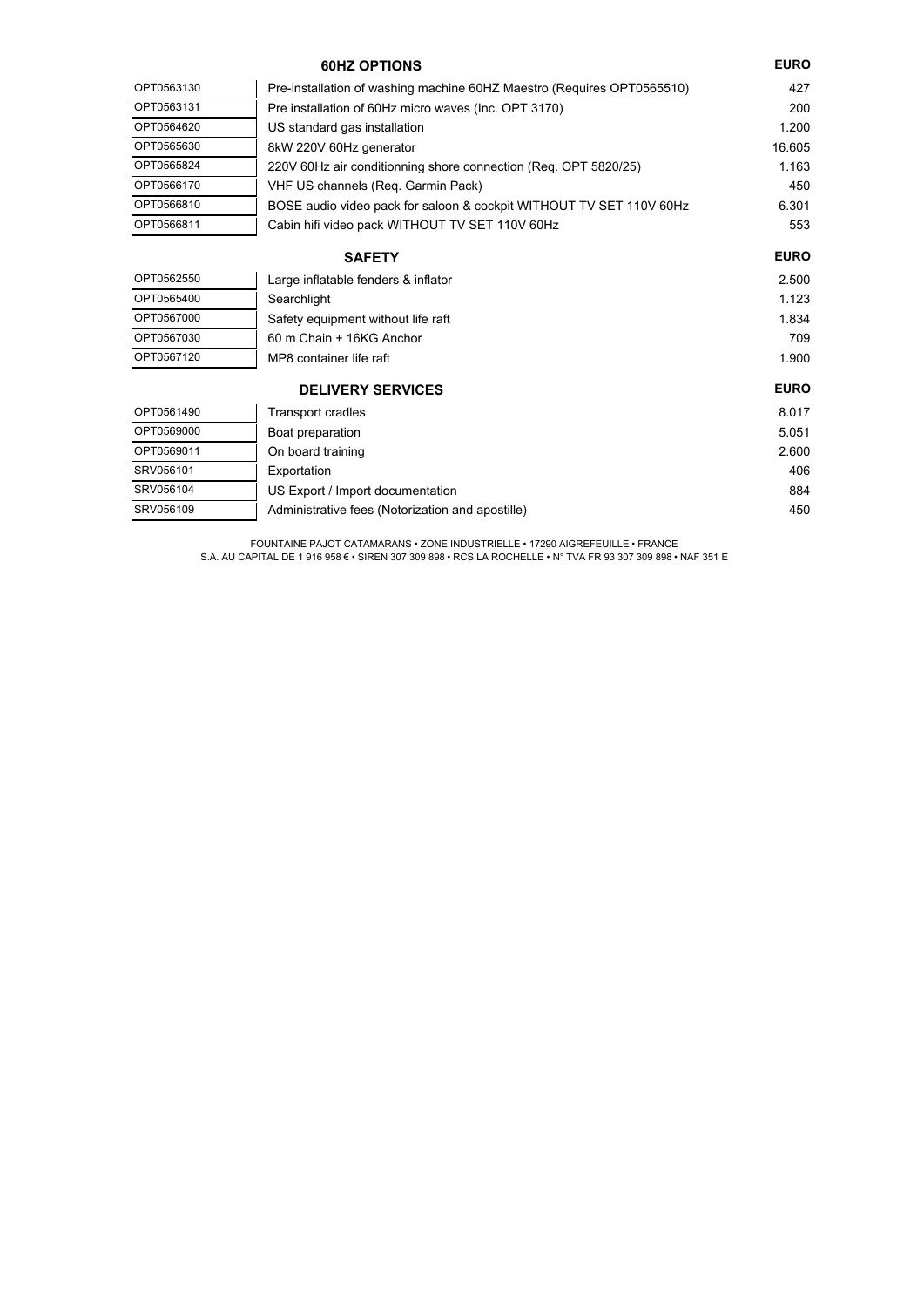| | 60HZ OPTIONS | EURO |
|---|---|---|
| OPT0563130 | Pre-installation of washing machine 60HZ Maestro (Requires OPT0565510) | 427 |
| OPT0563131 | Pre installation of 60Hz micro waves (Inc. OPT 3170) | 200 |
| OPT0564620 | US standard gas installation | 1.200 |
| OPT0565630 | 8kW 220V 60Hz generator | 16.605 |
| OPT0565824 | 220V 60Hz air conditionning shore connection (Req. OPT 5820/25) | 1.163 |
| OPT0566170 | VHF US channels (Req. Garmin Pack) | 450 |
| OPT0566810 | BOSE audio video pack for saloon & cockpit WITHOUT TV SET 110V 60Hz | 6.301 |
| OPT0566811 | Cabin hifi video pack WITHOUT TV SET 110V 60Hz | 553 |

| | SAFETY | EURO |
|---|---|---|
| OPT0562550 | Large inflatable fenders & inflator | 2.500 |
| OPT0565400 | Searchlight | 1.123 |
| OPT0567000 | Safety equipment without life raft | 1.834 |
| OPT0567030 | 60 m Chain + 16KG Anchor | 709 |
| OPT0567120 | MP8 container life raft | 1.900 |

| | DELIVERY SERVICES | EURO |
|---|---|---|
| OPT0561490 | Transport cradles | 8.017 |
| OPT0569000 | Boat preparation | 5.051 |
| OPT0569011 | On board training | 2.600 |
| SRV056101 | Exportation | 406 |
| SRV056104 | US Export / Import documentation | 884 |
| SRV056109 | Administrative fees (Notorization and apostille) | 450 |

FOUNTAINE PAJOT CATAMARANS • ZONE INDUSTRIELLE • 17290 AIGREFEUILLE • FRANCE
S.A. AU CAPITAL DE 1 916 958 € • SIREN 307 309 898 • RCS LA ROCHELLE • N° TVA FR 93 307 309 898 • NAF 351 E